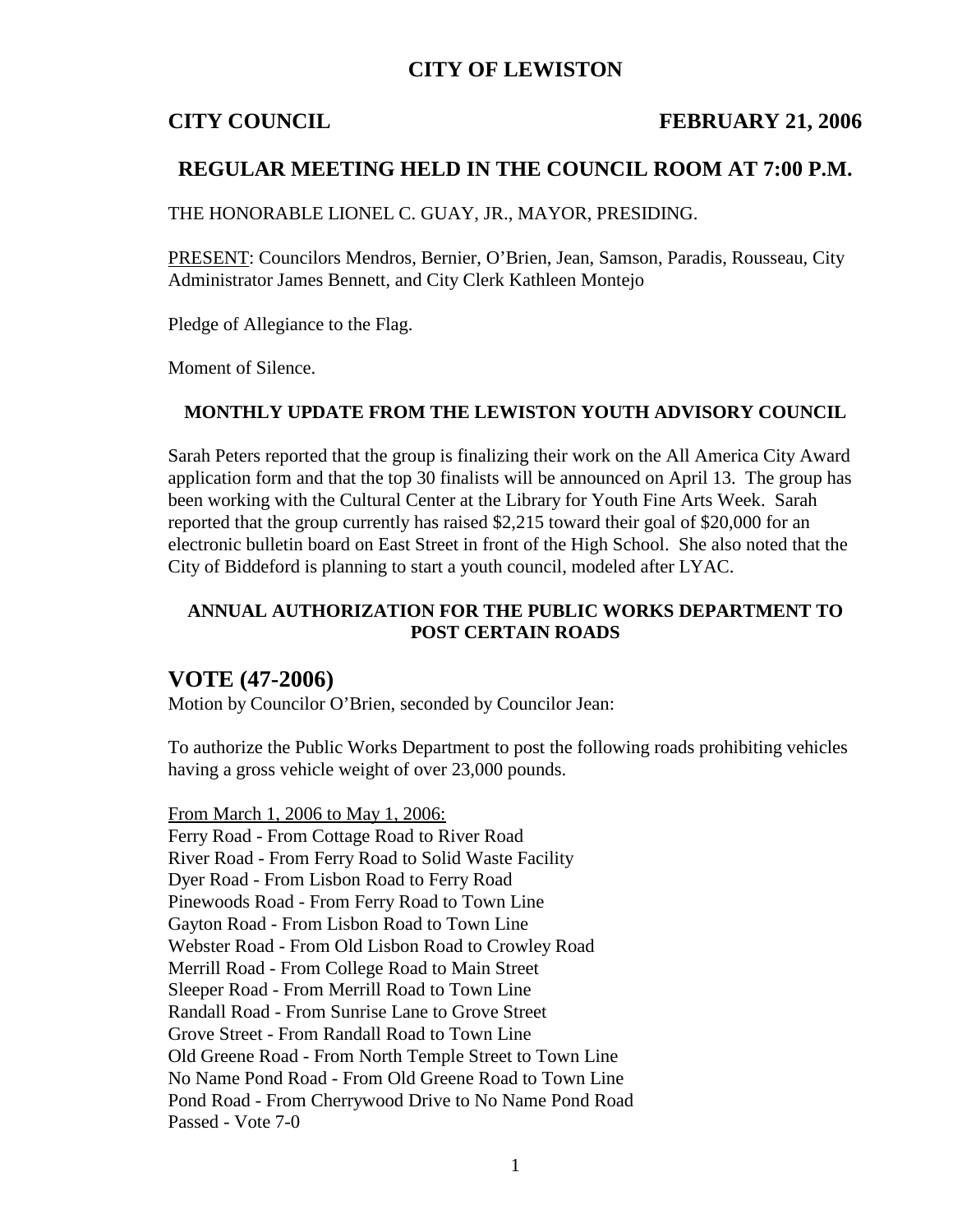# CITY OF LEWISTON

**CITY COUNCIL** **FEBRUARY 21, 2006**

## REGULAR MEETING HELD IN THE COUNCIL ROOM AT 7:00 P.M.

THE HONORABLE LIONEL C. GUAY, JR., MAYOR, PRESIDING.

PRESENT: Councilors Mendros, Bernier, O'Brien, Jean, Samson, Paradis, Rousseau, City Administrator James Bennett, and City Clerk Kathleen Montejo

Pledge of Allegiance to the Flag.

Moment of Silence.

### MONTHLY UPDATE FROM THE LEWISTON YOUTH ADVISORY COUNCIL

Sarah Peters reported that the group is finalizing their work on the All America City Award application form and that the top 30 finalists will be announced on April 13. The group has been working with the Cultural Center at the Library for Youth Fine Arts Week. Sarah reported that the group currently has raised $2,215 toward their goal of $20,000 for an electronic bulletin board on East Street in front of the High School. She also noted that the City of Biddeford is planning to start a youth council, modeled after LYAC.

### ANNUAL AUTHORIZATION FOR THE PUBLIC WORKS DEPARTMENT TO POST CERTAIN ROADS

## VOTE (47-2006)

Motion by Councilor O'Brien, seconded by Councilor Jean:

To authorize the Public Works Department to post the following roads prohibiting vehicles having a gross vehicle weight of over 23,000 pounds.

From March 1, 2006 to May 1, 2006:
Ferry Road - From Cottage Road to River Road
River Road - From Ferry Road to Solid Waste Facility
Dyer Road - From Lisbon Road to Ferry Road
Pinewoods Road - From Ferry Road to Town Line
Gayton Road - From Lisbon Road to Town Line
Webster Road - From Old Lisbon Road to Crowley Road
Merrill Road - From College Road to Main Street
Sleeper Road - From Merrill Road to Town Line
Randall Road - From Sunrise Lane to Grove Street
Grove Street - From Randall Road to Town Line
Old Greene Road - From North Temple Street to Town Line
No Name Pond Road - From Old Greene Road to Town Line
Pond Road - From Cherrywood Drive to No Name Pond Road
Passed - Vote 7-0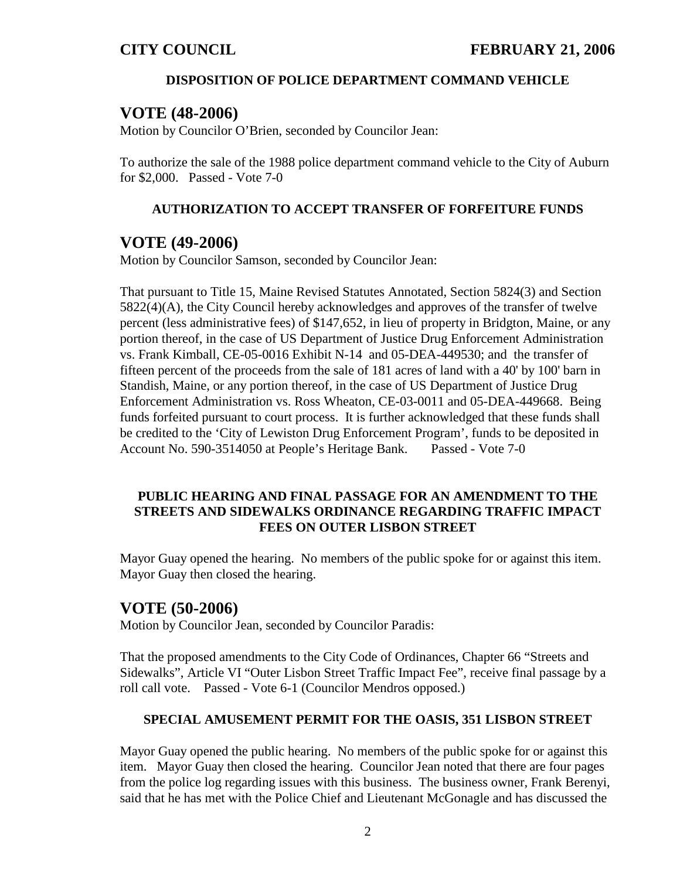#### DISPOSITION OF POLICE DEPARTMENT COMMAND VEHICLE

## VOTE (48-2006)

Motion by Councilor O'Brien, seconded by Councilor Jean:

To authorize the sale of the 1988 police department command vehicle to the City of Auburn for $2,000. Passed - Vote 7-0

#### AUTHORIZATION TO ACCEPT TRANSFER OF FORFEITURE FUNDS

## VOTE (49-2006)

Motion by Councilor Samson, seconded by Councilor Jean:

That pursuant to Title 15, Maine Revised Statutes Annotated, Section 5824(3) and Section 5822(4)(A), the City Council hereby acknowledges and approves of the transfer of twelve percent (less administrative fees) of $147,652, in lieu of property in Bridgton, Maine, or any portion thereof, in the case of US Department of Justice Drug Enforcement Administration vs. Frank Kimball, CE-05-0016 Exhibit N-14 and 05-DEA-449530; and the transfer of fifteen percent of the proceeds from the sale of 181 acres of land with a 40' by 100' barn in Standish, Maine, or any portion thereof, in the case of US Department of Justice Drug Enforcement Administration vs. Ross Wheaton, CE-03-0011 and 05-DEA-449668. Being funds forfeited pursuant to court process. It is further acknowledged that these funds shall be credited to the 'City of Lewiston Drug Enforcement Program', funds to be deposited in Account No. 590-3514050 at People's Heritage Bank. Passed - Vote 7-0

#### PUBLIC HEARING AND FINAL PASSAGE FOR AN AMENDMENT TO THE STREETS AND SIDEWALKS ORDINANCE REGARDING TRAFFIC IMPACT FEES ON OUTER LISBON STREET

Mayor Guay opened the hearing. No members of the public spoke for or against this item. Mayor Guay then closed the hearing.

## VOTE (50-2006)

Motion by Councilor Jean, seconded by Councilor Paradis:

That the proposed amendments to the City Code of Ordinances, Chapter 66 "Streets and Sidewalks", Article VI "Outer Lisbon Street Traffic Impact Fee", receive final passage by a roll call vote. Passed - Vote 6-1 (Councilor Mendros opposed.)

#### SPECIAL AMUSEMENT PERMIT FOR THE OASIS, 351 LISBON STREET

Mayor Guay opened the public hearing. No members of the public spoke for or against this item. Mayor Guay then closed the hearing. Councilor Jean noted that there are four pages from the police log regarding issues with this business. The business owner, Frank Berenyi, said that he has met with the Police Chief and Lieutenant McGonagle and has discussed the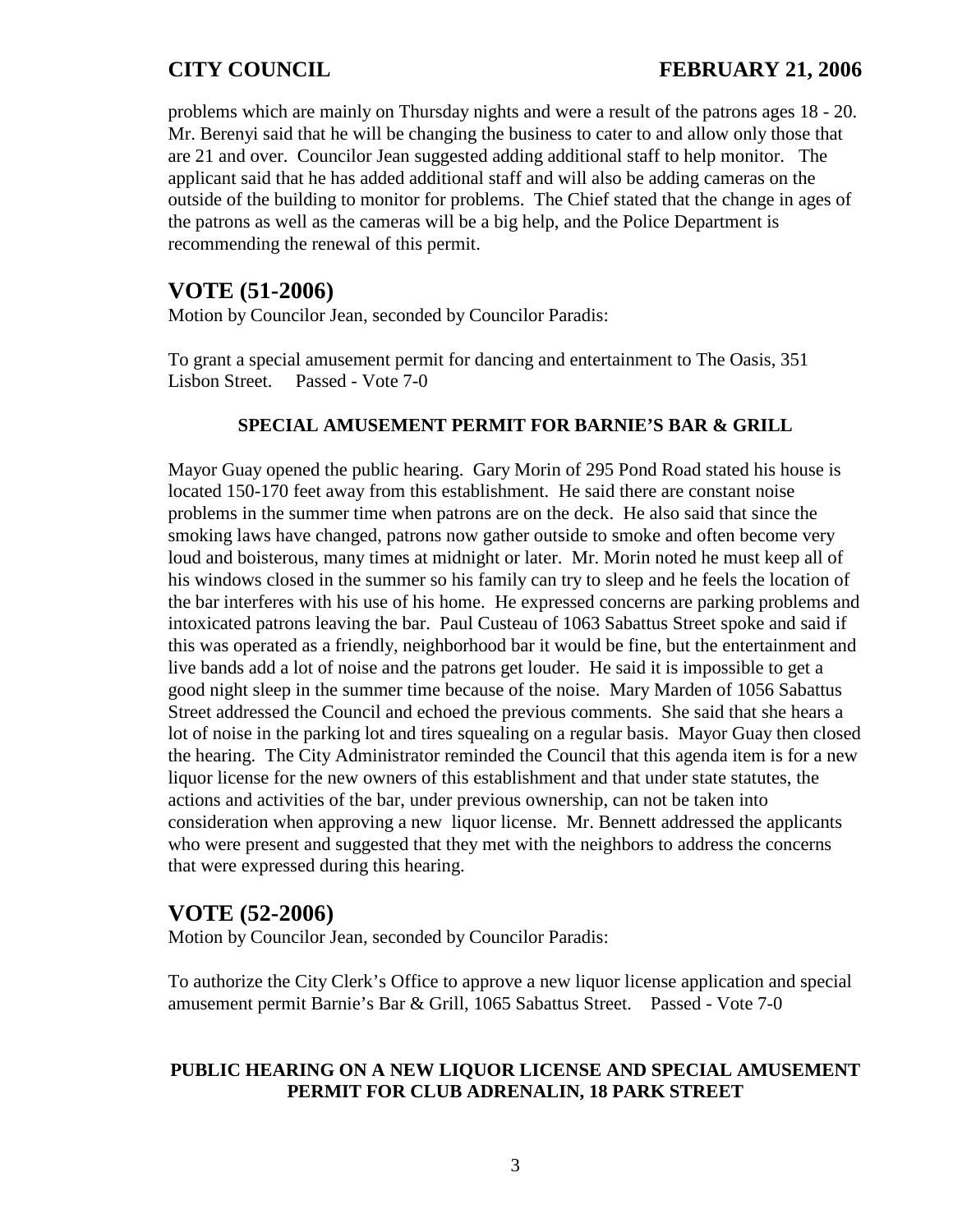problems which are mainly on Thursday nights and were a result of the patrons ages 18 - 20. Mr. Berenyi said that he will be changing the business to cater to and allow only those that are 21 and over. Councilor Jean suggested adding additional staff to help monitor. The applicant said that he has added additional staff and will also be adding cameras on the outside of the building to monitor for problems. The Chief stated that the change in ages of the patrons as well as the cameras will be a big help, and the Police Department is recommending the renewal of this permit.

## VOTE (51-2006)

Motion by Councilor Jean, seconded by Councilor Paradis:

To grant a special amusement permit for dancing and entertainment to The Oasis, 351 Lisbon Street. Passed - Vote 7-0

### SPECIAL AMUSEMENT PERMIT FOR BARNIE'S BAR & GRILL

Mayor Guay opened the public hearing. Gary Morin of 295 Pond Road stated his house is located 150-170 feet away from this establishment. He said there are constant noise problems in the summer time when patrons are on the deck. He also said that since the smoking laws have changed, patrons now gather outside to smoke and often become very loud and boisterous, many times at midnight or later. Mr. Morin noted he must keep all of his windows closed in the summer so his family can try to sleep and he feels the location of the bar interferes with his use of his home. He expressed concerns are parking problems and intoxicated patrons leaving the bar. Paul Custeau of 1063 Sabattus Street spoke and said if this was operated as a friendly, neighborhood bar it would be fine, but the entertainment and live bands add a lot of noise and the patrons get louder. He said it is impossible to get a good night sleep in the summer time because of the noise. Mary Marden of 1056 Sabattus Street addressed the Council and echoed the previous comments. She said that she hears a lot of noise in the parking lot and tires squealing on a regular basis. Mayor Guay then closed the hearing. The City Administrator reminded the Council that this agenda item is for a new liquor license for the new owners of this establishment and that under state statutes, the actions and activities of the bar, under previous ownership, can not be taken into consideration when approving a new liquor license. Mr. Bennett addressed the applicants who were present and suggested that they met with the neighbors to address the concerns that were expressed during this hearing.

## VOTE (52-2006)

Motion by Councilor Jean, seconded by Councilor Paradis:

To authorize the City Clerk's Office to approve a new liquor license application and special amusement permit Barnie's Bar & Grill, 1065 Sabattus Street. Passed - Vote 7-0

### PUBLIC HEARING ON A NEW LIQUOR LICENSE AND SPECIAL AMUSEMENT PERMIT FOR CLUB ADRENALIN, 18 PARK STREET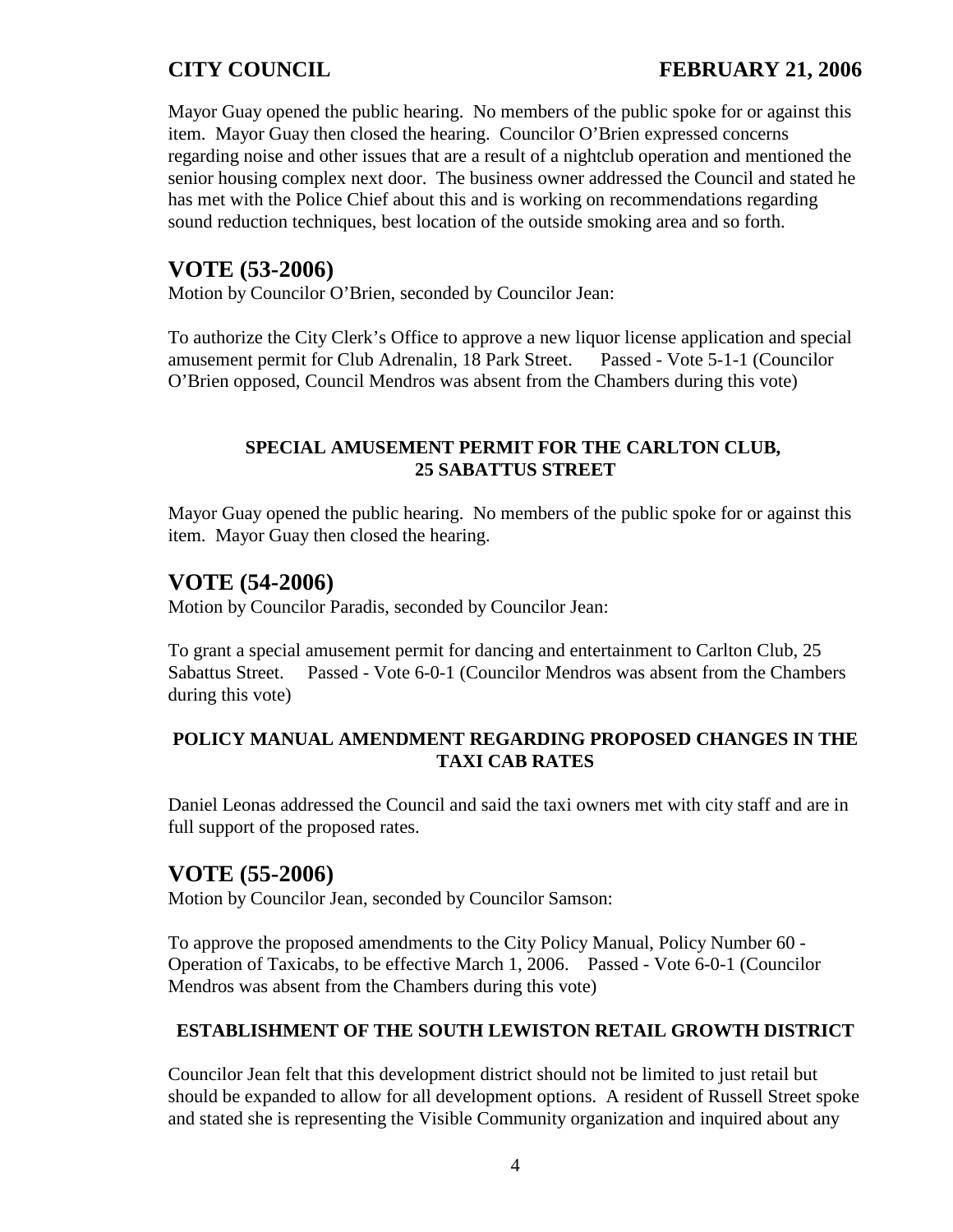Mayor Guay opened the public hearing. No members of the public spoke for or against this item. Mayor Guay then closed the hearing. Councilor O'Brien expressed concerns regarding noise and other issues that are a result of a nightclub operation and mentioned the senior housing complex next door. The business owner addressed the Council and stated he has met with the Police Chief about this and is working on recommendations regarding sound reduction techniques, best location of the outside smoking area and so forth.

## VOTE (53-2006)

Motion by Councilor O'Brien, seconded by Councilor Jean:

To authorize the City Clerk's Office to approve a new liquor license application and special amusement permit for Club Adrenalin, 18 Park Street. Passed - Vote 5-1-1 (Councilor O'Brien opposed, Council Mendros was absent from the Chambers during this vote)

### SPECIAL AMUSEMENT PERMIT FOR THE CARLTON CLUB, 25 SABATTUS STREET

Mayor Guay opened the public hearing. No members of the public spoke for or against this item. Mayor Guay then closed the hearing.

## VOTE (54-2006)

Motion by Councilor Paradis, seconded by Councilor Jean:

To grant a special amusement permit for dancing and entertainment to Carlton Club, 25 Sabattus Street. Passed - Vote 6-0-1 (Councilor Mendros was absent from the Chambers during this vote)

### POLICY MANUAL AMENDMENT REGARDING PROPOSED CHANGES IN THE TAXI CAB RATES

Daniel Leonas addressed the Council and said the taxi owners met with city staff and are in full support of the proposed rates.

## VOTE (55-2006)

Motion by Councilor Jean, seconded by Councilor Samson:

To approve the proposed amendments to the City Policy Manual, Policy Number 60 - Operation of Taxicabs, to be effective March 1, 2006. Passed - Vote 6-0-1 (Councilor Mendros was absent from the Chambers during this vote)

### ESTABLISHMENT OF THE SOUTH LEWISTON RETAIL GROWTH DISTRICT

Councilor Jean felt that this development district should not be limited to just retail but should be expanded to allow for all development options. A resident of Russell Street spoke and stated she is representing the Visible Community organization and inquired about any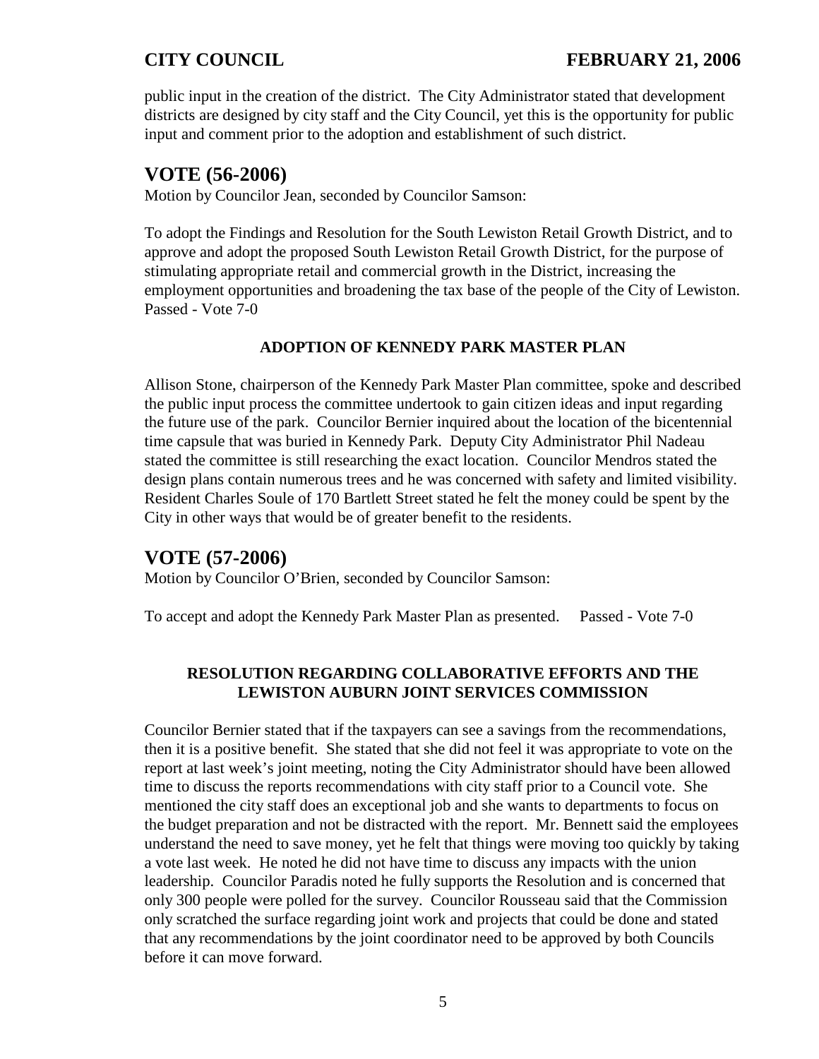public input in the creation of the district. The City Administrator stated that development districts are designed by city staff and the City Council, yet this is the opportunity for public input and comment prior to the adoption and establishment of such district.

## VOTE (56-2006)

Motion by Councilor Jean, seconded by Councilor Samson:

To adopt the Findings and Resolution for the South Lewiston Retail Growth District, and to approve and adopt the proposed South Lewiston Retail Growth District, for the purpose of stimulating appropriate retail and commercial growth in the District, increasing the employment opportunities and broadening the tax base of the people of the City of Lewiston. Passed - Vote 7-0

### ADOPTION OF KENNEDY PARK MASTER PLAN

Allison Stone, chairperson of the Kennedy Park Master Plan committee, spoke and described the public input process the committee undertook to gain citizen ideas and input regarding the future use of the park. Councilor Bernier inquired about the location of the bicentennial time capsule that was buried in Kennedy Park. Deputy City Administrator Phil Nadeau stated the committee is still researching the exact location. Councilor Mendros stated the design plans contain numerous trees and he was concerned with safety and limited visibility. Resident Charles Soule of 170 Bartlett Street stated he felt the money could be spent by the City in other ways that would be of greater benefit to the residents.

## VOTE (57-2006)

Motion by Councilor O'Brien, seconded by Councilor Samson:

To accept and adopt the Kennedy Park Master Plan as presented. Passed - Vote 7-0

### RESOLUTION REGARDING COLLABORATIVE EFFORTS AND THE LEWISTON AUBURN JOINT SERVICES COMMISSION

Councilor Bernier stated that if the taxpayers can see a savings from the recommendations, then it is a positive benefit. She stated that she did not feel it was appropriate to vote on the report at last week's joint meeting, noting the City Administrator should have been allowed time to discuss the reports recommendations with city staff prior to a Council vote. She mentioned the city staff does an exceptional job and she wants to departments to focus on the budget preparation and not be distracted with the report. Mr. Bennett said the employees understand the need to save money, yet he felt that things were moving too quickly by taking a vote last week. He noted he did not have time to discuss any impacts with the union leadership. Councilor Paradis noted he fully supports the Resolution and is concerned that only 300 people were polled for the survey. Councilor Rousseau said that the Commission only scratched the surface regarding joint work and projects that could be done and stated that any recommendations by the joint coordinator need to be approved by both Councils before it can move forward.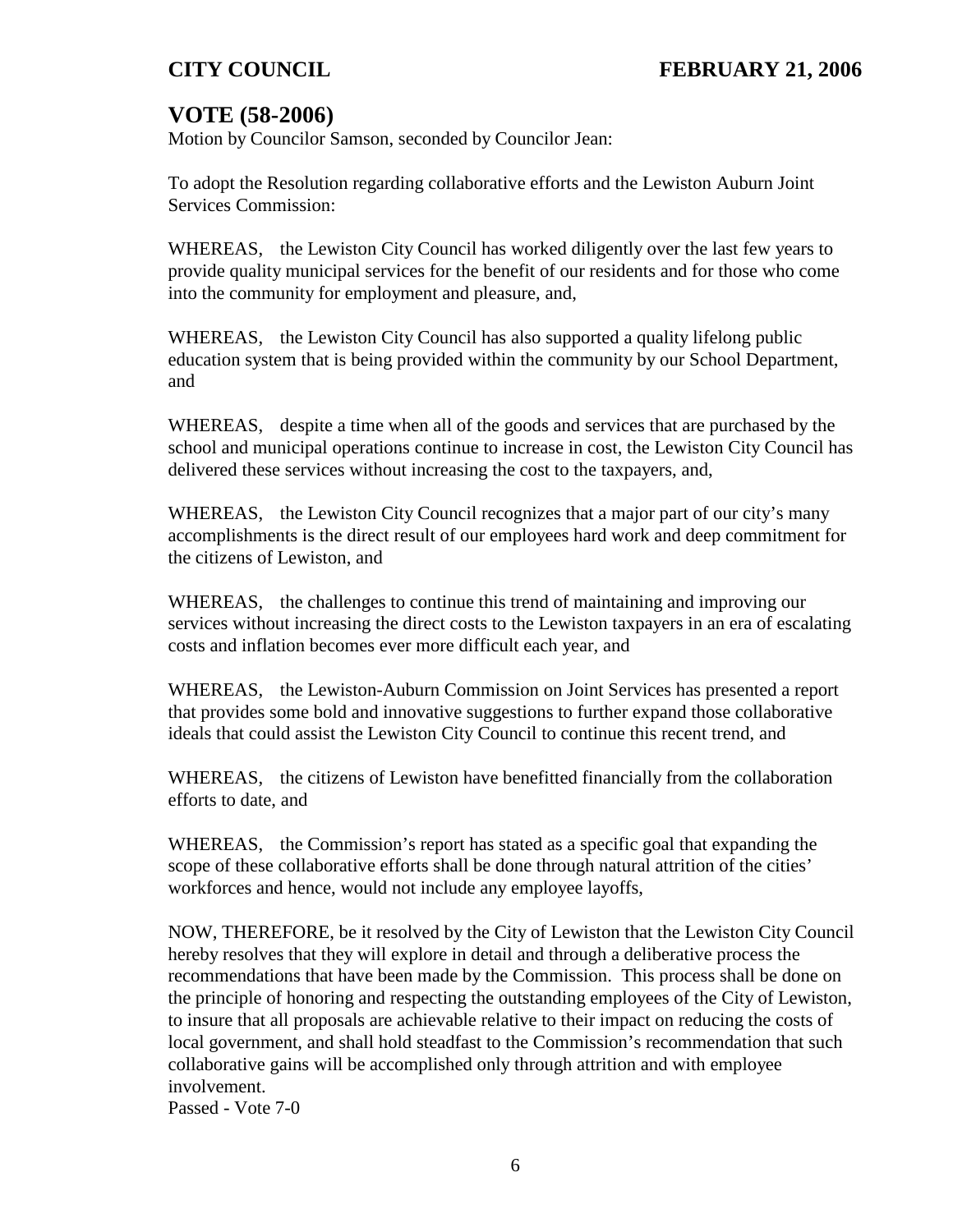## VOTE (58-2006)

Motion by Councilor Samson, seconded by Councilor Jean:

To adopt the Resolution regarding collaborative efforts and the Lewiston Auburn Joint Services Commission:

WHEREAS, the Lewiston City Council has worked diligently over the last few years to provide quality municipal services for the benefit of our residents and for those who come into the community for employment and pleasure, and,

WHEREAS, the Lewiston City Council has also supported a quality lifelong public education system that is being provided within the community by our School Department, and

WHEREAS, despite a time when all of the goods and services that are purchased by the school and municipal operations continue to increase in cost, the Lewiston City Council has delivered these services without increasing the cost to the taxpayers, and,

WHEREAS, the Lewiston City Council recognizes that a major part of our city's many accomplishments is the direct result of our employees hard work and deep commitment for the citizens of Lewiston, and

WHEREAS, the challenges to continue this trend of maintaining and improving our services without increasing the direct costs to the Lewiston taxpayers in an era of escalating costs and inflation becomes ever more difficult each year, and

WHEREAS, the Lewiston-Auburn Commission on Joint Services has presented a report that provides some bold and innovative suggestions to further expand those collaborative ideals that could assist the Lewiston City Council to continue this recent trend, and

WHEREAS, the citizens of Lewiston have benefitted financially from the collaboration efforts to date, and

WHEREAS, the Commission's report has stated as a specific goal that expanding the scope of these collaborative efforts shall be done through natural attrition of the cities' workforces and hence, would not include any employee layoffs,

NOW, THEREFORE, be it resolved by the City of Lewiston that the Lewiston City Council hereby resolves that they will explore in detail and through a deliberative process the recommendations that have been made by the Commission. This process shall be done on the principle of honoring and respecting the outstanding employees of the City of Lewiston, to insure that all proposals are achievable relative to their impact on reducing the costs of local government, and shall hold steadfast to the Commission's recommendation that such collaborative gains will be accomplished only through attrition and with employee involvement.

Passed - Vote 7-0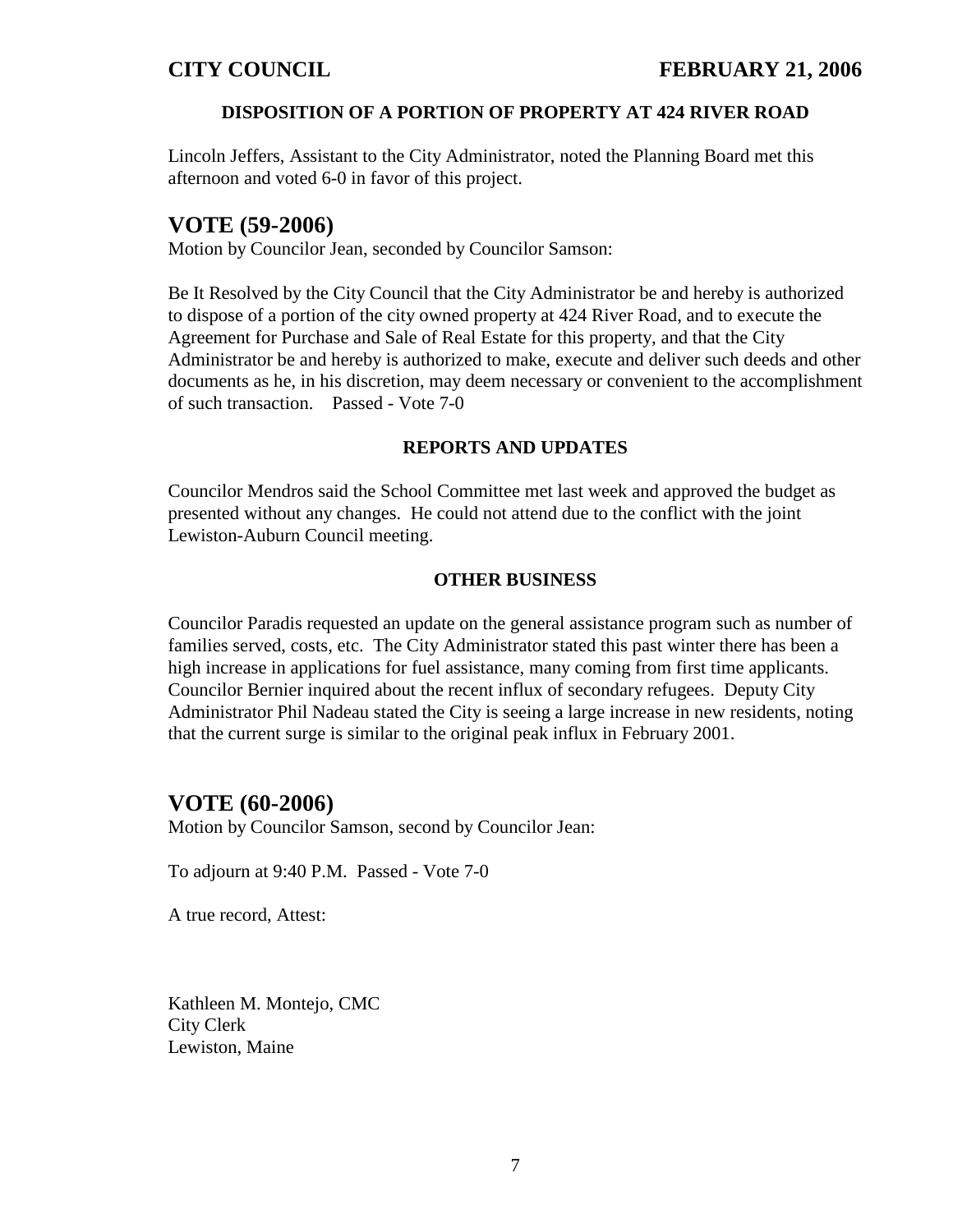**DISPOSITION OF A PORTION OF PROPERTY AT 424 RIVER ROAD**

Lincoln Jeffers, Assistant to the City Administrator, noted the Planning Board met this afternoon and voted 6-0 in favor of this project.

## VOTE (59-2006)

Motion by Councilor Jean, seconded by Councilor Samson:

Be It Resolved by the City Council that the City Administrator be and hereby is authorized to dispose of a portion of the city owned property at 424 River Road, and to execute the Agreement for Purchase and Sale of Real Estate for this property, and that the City Administrator be and hereby is authorized to make, execute and deliver such deeds and other documents as he, in his discretion, may deem necessary or convenient to the accomplishment of such transaction. Passed - Vote 7-0

**REPORTS AND UPDATES**

Councilor Mendros said the School Committee met last week and approved the budget as presented without any changes. He could not attend due to the conflict with the joint Lewiston-Auburn Council meeting.

**OTHER BUSINESS**

Councilor Paradis requested an update on the general assistance program such as number of families served, costs, etc. The City Administrator stated this past winter there has been a high increase in applications for fuel assistance, many coming from first time applicants. Councilor Bernier inquired about the recent influx of secondary refugees. Deputy City Administrator Phil Nadeau stated the City is seeing a large increase in new residents, noting that the current surge is similar to the original peak influx in February 2001.

## VOTE (60-2006)

Motion by Councilor Samson, second by Councilor Jean:

To adjourn at 9:40 P.M. Passed - Vote 7-0

A true record, Attest:

Kathleen M. Montejo, CMC
City Clerk
Lewiston, Maine